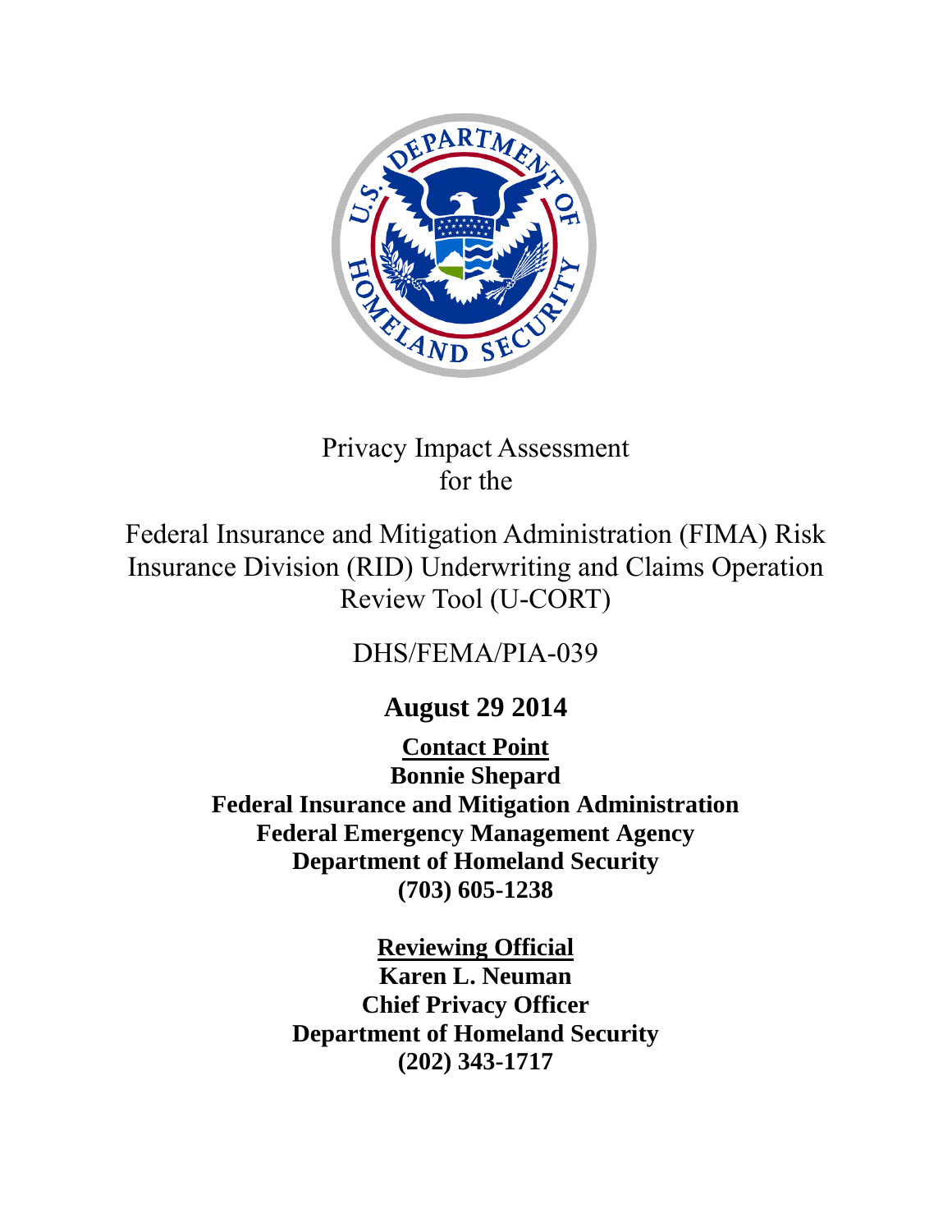# Privacy Impact Assessment for the

# Federal Insurance and Mitigation Administration (FIMA) Risk Insurance Division (RID) Underwriting and Claims Operation Review Tool (U-CORT)

## DHS/FEMA/PIA-039

**August 29 2014**

**Contact Point**

**Bonnie Shepard**

**Federal Insurance and Mitigation Administration**

**Federal Emergency Management Agency**

**Department of Homeland Security**

**(703) 605-1238**

**Reviewing Official**

**Karen L. Neuman**

**Chief Privacy Officer**

**Department of Homeland Security**

**(202) 343-1717**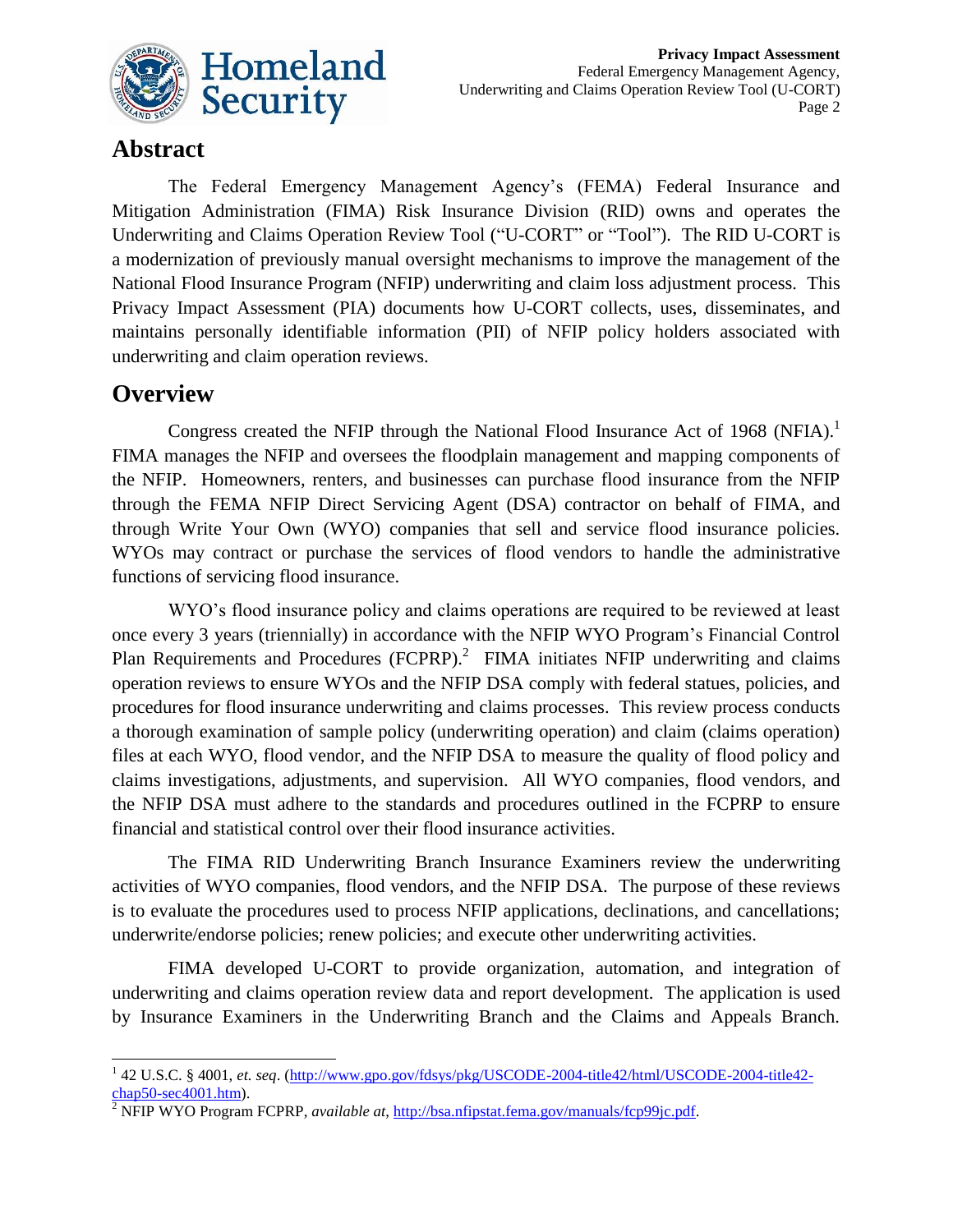## Abstract

The Federal Emergency Management Agency's (FEMA) Federal Insurance and Mitigation Administration (FIMA) Risk Insurance Division (RID) owns and operates the Underwriting and Claims Operation Review Tool ("U-CORT" or "Tool"). The RID U-CORT is a modernization of previously manual oversight mechanisms to improve the management of the National Flood Insurance Program (NFIP) underwriting and claim loss adjustment process. This Privacy Impact Assessment (PIA) documents how U-CORT collects, uses, disseminates, and maintains personally identifiable information (PII) of NFIP policy holders associated with underwriting and claim operation reviews.

## Overview

Congress created the NFIP through the National Flood Insurance Act of 1968 (NFIA).[1] FIMA manages the NFIP and oversees the floodplain management and mapping components of the NFIP. Homeowners, renters, and businesses can purchase flood insurance from the NFIP through the FEMA NFIP Direct Servicing Agent (DSA) contractor on behalf of FIMA, and through Write Your Own (WYO) companies that sell and service flood insurance policies. WYOs may contract or purchase the services of flood vendors to handle the administrative functions of servicing flood insurance.

WYO's flood insurance policy and claims operations are required to be reviewed at least once every 3 years (triennially) in accordance with the NFIP WYO Program's Financial Control Plan Requirements and Procedures (FCPRP).[2] FIMA initiates NFIP underwriting and claims operation reviews to ensure WYOs and the NFIP DSA comply with federal statues, policies, and procedures for flood insurance underwriting and claims processes. This review process conducts a thorough examination of sample policy (underwriting operation) and claim (claims operation) files at each WYO, flood vendor, and the NFIP DSA to measure the quality of flood policy and claims investigations, adjustments, and supervision. All WYO companies, flood vendors, and the NFIP DSA must adhere to the standards and procedures outlined in the FCPRP to ensure financial and statistical control over their flood insurance activities.

The FIMA RID Underwriting Branch Insurance Examiners review the underwriting activities of WYO companies, flood vendors, and the NFIP DSA. The purpose of these reviews is to evaluate the procedures used to process NFIP applications, declinations, and cancellations; underwrite/endorse policies; renew policies; and execute other underwriting activities.

FIMA developed U-CORT to provide organization, automation, and integration of underwriting and claims operation review data and report development. The application is used by Insurance Examiners in the Underwriting Branch and the Claims and Appeals Branch.

---

[1] 42 U.S.C. § 4001, *et. seq*. (http://www.gpo.gov/fdsys/pkg/USCODE-2004-title42/html/USCODE-2004-title42-chap50-sec4001.htm).

[2] NFIP WYO Program FCPRP, *available at*, http://bsa.nfipstat.fema.gov/manuals/fcp99jc.pdf.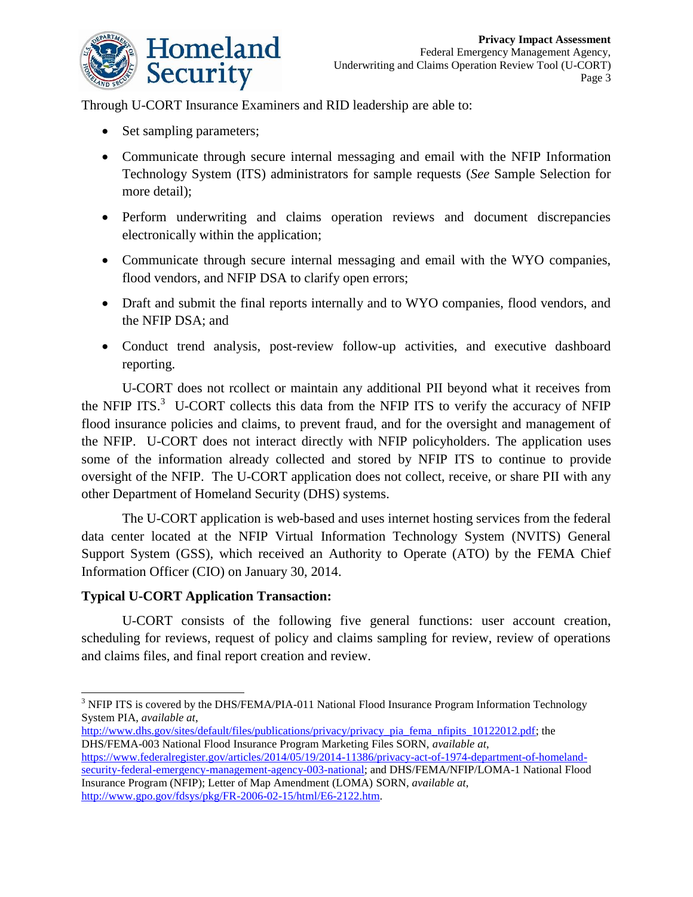Through U-CORT Insurance Examiners and RID leadership are able to:

- Set sampling parameters;
- Communicate through secure internal messaging and email with the NFIP Information Technology System (ITS) administrators for sample requests (*See* Sample Selection for more detail);
- Perform underwriting and claims operation reviews and document discrepancies electronically within the application;
- Communicate through secure internal messaging and email with the WYO companies, flood vendors, and NFIP DSA to clarify open errors;
- Draft and submit the final reports internally and to WYO companies, flood vendors, and the NFIP DSA; and
- Conduct trend analysis, post-review follow-up activities, and executive dashboard reporting.

U-CORT does not rcollect or maintain any additional PII beyond what it receives from the NFIP ITS.[3] U-CORT collects this data from the NFIP ITS to verify the accuracy of NFIP flood insurance policies and claims, to prevent fraud, and for the oversight and management of the NFIP. U-CORT does not interact directly with NFIP policyholders. The application uses some of the information already collected and stored by NFIP ITS to continue to provide oversight of the NFIP. The U-CORT application does not collect, receive, or share PII with any other Department of Homeland Security (DHS) systems.

The U-CORT application is web-based and uses internet hosting services from the federal data center located at the NFIP Virtual Information Technology System (NVITS) General Support System (GSS), which received an Authority to Operate (ATO) by the FEMA Chief Information Officer (CIO) on January 30, 2014.

**Typical U-CORT Application Transaction:**

U-CORT consists of the following five general functions: user account creation, scheduling for reviews, request of policy and claims sampling for review, review of operations and claims files, and final report creation and review.

---

[3] NFIP ITS is covered by the DHS/FEMA/PIA-011 National Flood Insurance Program Information Technology System PIA, *available at*, http://www.dhs.gov/sites/default/files/publications/privacy/privacy_pia_fema_nfipits_10122012.pdf; the DHS/FEMA-003 National Flood Insurance Program Marketing Files SORN, *available at*, https://www.federalregister.gov/articles/2014/05/19/2014-11386/privacy-act-of-1974-department-of-homeland-security-federal-emergency-management-agency-003-national; and DHS/FEMA/NFIP/LOMA-1 National Flood Insurance Program (NFIP); Letter of Map Amendment (LOMA) SORN, *available at*, http://www.gpo.gov/fdsys/pkg/FR-2006-02-15/html/E6-2122.htm.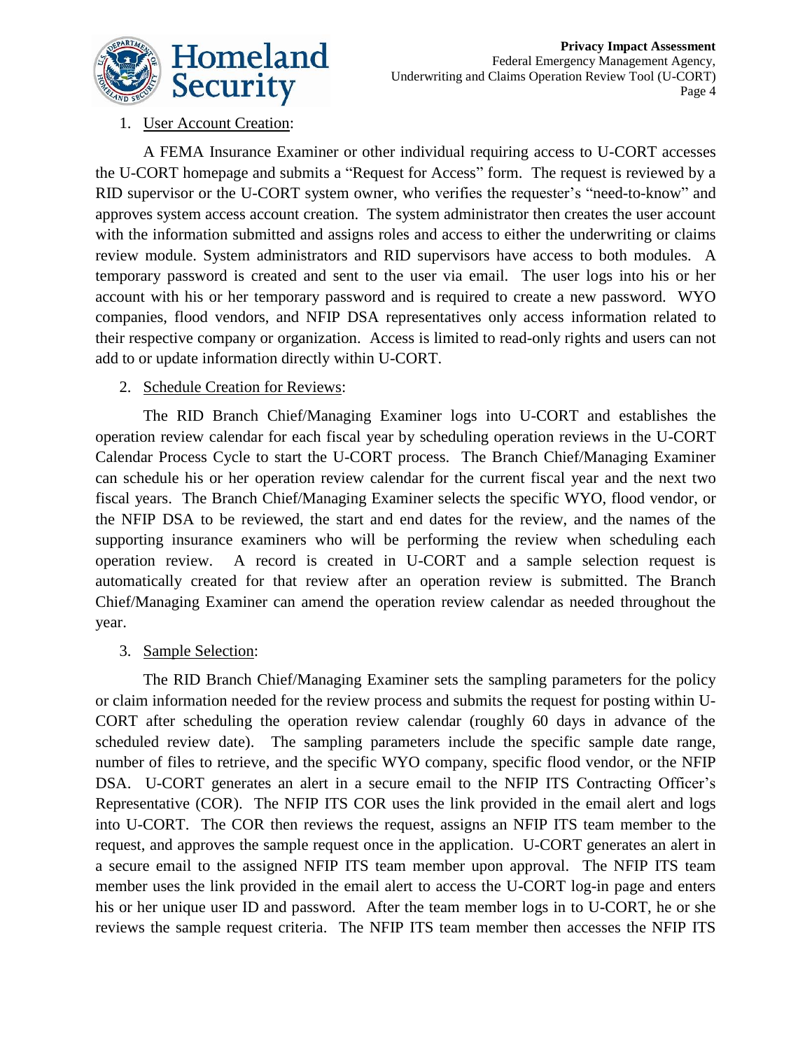1. User Account Creation:

   A FEMA Insurance Examiner or other individual requiring access to U-CORT accesses the U-CORT homepage and submits a "Request for Access" form. The request is reviewed by a RID supervisor or the U-CORT system owner, who verifies the requester's "need-to-know" and approves system access account creation. The system administrator then creates the user account with the information submitted and assigns roles and access to either the underwriting or claims review module. System administrators and RID supervisors have access to both modules. A temporary password is created and sent to the user via email. The user logs into his or her account with his or her temporary password and is required to create a new password. WYO companies, flood vendors, and NFIP DSA representatives only access information related to their respective company or organization. Access is limited to read-only rights and users can not add to or update information directly within U-CORT.

2. Schedule Creation for Reviews:

   The RID Branch Chief/Managing Examiner logs into U-CORT and establishes the operation review calendar for each fiscal year by scheduling operation reviews in the U-CORT Calendar Process Cycle to start the U-CORT process. The Branch Chief/Managing Examiner can schedule his or her operation review calendar for the current fiscal year and the next two fiscal years. The Branch Chief/Managing Examiner selects the specific WYO, flood vendor, or the NFIP DSA to be reviewed, the start and end dates for the review, and the names of the supporting insurance examiners who will be performing the review when scheduling each operation review. A record is created in U-CORT and a sample selection request is automatically created for that review after an operation review is submitted. The Branch Chief/Managing Examiner can amend the operation review calendar as needed throughout the year.

3. Sample Selection:

   The RID Branch Chief/Managing Examiner sets the sampling parameters for the policy or claim information needed for the review process and submits the request for posting within U-CORT after scheduling the operation review calendar (roughly 60 days in advance of the scheduled review date). The sampling parameters include the specific sample date range, number of files to retrieve, and the specific WYO company, specific flood vendor, or the NFIP DSA. U-CORT generates an alert in a secure email to the NFIP ITS Contracting Officer's Representative (COR). The NFIP ITS COR uses the link provided in the email alert and logs into U-CORT. The COR then reviews the request, assigns an NFIP ITS team member to the request, and approves the sample request once in the application. U-CORT generates an alert in a secure email to the assigned NFIP ITS team member upon approval. The NFIP ITS team member uses the link provided in the email alert to access the U-CORT log-in page and enters his or her unique user ID and password. After the team member logs in to U-CORT, he or she reviews the sample request criteria. The NFIP ITS team member then accesses the NFIP ITS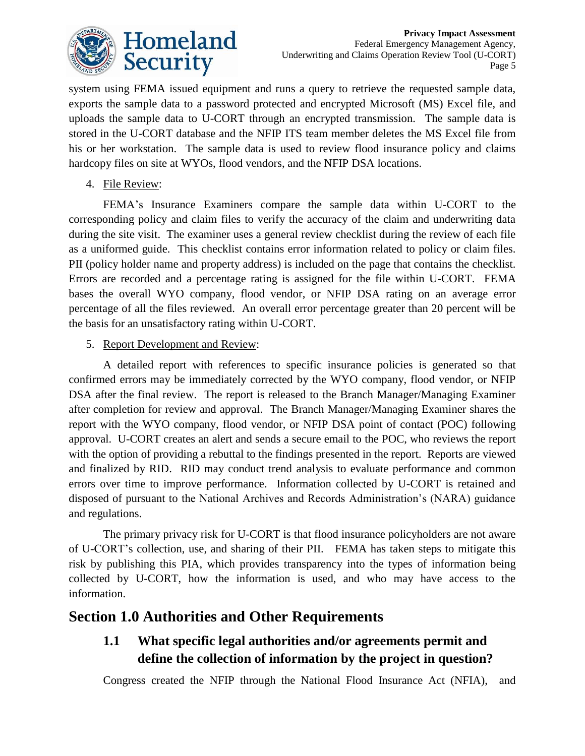system using FEMA issued equipment and runs a query to retrieve the requested sample data, exports the sample data to a password protected and encrypted Microsoft (MS) Excel file, and uploads the sample data to U-CORT through an encrypted transmission. The sample data is stored in the U-CORT database and the NFIP ITS team member deletes the MS Excel file from his or her workstation. The sample data is used to review flood insurance policy and claims hardcopy files on site at WYOs, flood vendors, and the NFIP DSA locations.

4. File Review:

FEMA's Insurance Examiners compare the sample data within U-CORT to the corresponding policy and claim files to verify the accuracy of the claim and underwriting data during the site visit. The examiner uses a general review checklist during the review of each file as a uniformed guide. This checklist contains error information related to policy or claim files. PII (policy holder name and property address) is included on the page that contains the checklist. Errors are recorded and a percentage rating is assigned for the file within U-CORT. FEMA bases the overall WYO company, flood vendor, or NFIP DSA rating on an average error percentage of all the files reviewed. An overall error percentage greater than 20 percent will be the basis for an unsatisfactory rating within U-CORT.

5. Report Development and Review:

A detailed report with references to specific insurance policies is generated so that confirmed errors may be immediately corrected by the WYO company, flood vendor, or NFIP DSA after the final review. The report is released to the Branch Manager/Managing Examiner after completion for review and approval. The Branch Manager/Managing Examiner shares the report with the WYO company, flood vendor, or NFIP DSA point of contact (POC) following approval. U-CORT creates an alert and sends a secure email to the POC, who reviews the report with the option of providing a rebuttal to the findings presented in the report. Reports are viewed and finalized by RID. RID may conduct trend analysis to evaluate performance and common errors over time to improve performance. Information collected by U-CORT is retained and disposed of pursuant to the National Archives and Records Administration's (NARA) guidance and regulations.

The primary privacy risk for U-CORT is that flood insurance policyholders are not aware of U-CORT's collection, use, and sharing of their PII. FEMA has taken steps to mitigate this risk by publishing this PIA, which provides transparency into the types of information being collected by U-CORT, how the information is used, and who may have access to the information.

## Section 1.0 Authorities and Other Requirements

### 1.1 What specific legal authorities and/or agreements permit and define the collection of information by the project in question?

Congress created the NFIP through the National Flood Insurance Act (NFIA), and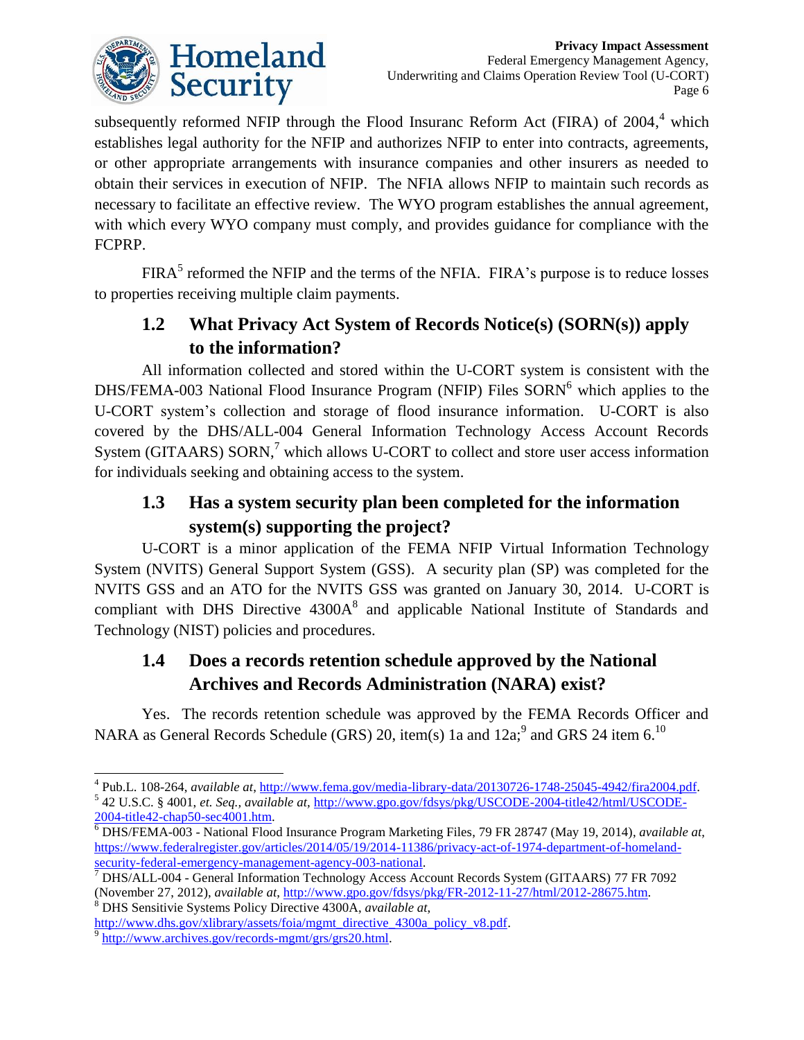subsequently reformed NFIP through the Flood Insuranc Reform Act (FIRA) of 2004,[4] which establishes legal authority for the NFIP and authorizes NFIP to enter into contracts, agreements, or other appropriate arrangements with insurance companies and other insurers as needed to obtain their services in execution of NFIP. The NFIA allows NFIP to maintain such records as necessary to facilitate an effective review. The WYO program establishes the annual agreement, with which every WYO company must comply, and provides guidance for compliance with the FCPRP.

FIRA[5] reformed the NFIP and the terms of the NFIA. FIRA's purpose is to reduce losses to properties receiving multiple claim payments.

## 1.2 What Privacy Act System of Records Notice(s) (SORN(s)) apply to the information?

All information collected and stored within the U-CORT system is consistent with the DHS/FEMA-003 National Flood Insurance Program (NFIP) Files SORN[6] which applies to the U-CORT system's collection and storage of flood insurance information. U-CORT is also covered by the DHS/ALL-004 General Information Technology Access Account Records System (GITAARS) SORN,[7] which allows U-CORT to collect and store user access information for individuals seeking and obtaining access to the system.

## 1.3 Has a system security plan been completed for the information system(s) supporting the project?

U-CORT is a minor application of the FEMA NFIP Virtual Information Technology System (NVITS) General Support System (GSS). A security plan (SP) was completed for the NVITS GSS and an ATO for the NVITS GSS was granted on January 30, 2014. U-CORT is compliant with DHS Directive 4300A[8] and applicable National Institute of Standards and Technology (NIST) policies and procedures.

## 1.4 Does a records retention schedule approved by the National Archives and Records Administration (NARA) exist?

Yes. The records retention schedule was approved by the FEMA Records Officer and NARA as General Records Schedule (GRS) 20, item(s) 1a and 12a;[9] and GRS 24 item 6.[10]

---

[4] Pub.L. 108-264, *available at*, http://www.fema.gov/media-library-data/20130726-1748-25045-4942/fira2004.pdf.

[5] 42 U.S.C. § 4001, *et. Seq.*, *available at*, http://www.gpo.gov/fdsys/pkg/USCODE-2004-title42/html/USCODE-2004-title42-chap50-sec4001.htm.

[6] DHS/FEMA-003 - National Flood Insurance Program Marketing Files, 79 FR 28747 (May 19, 2014), *available at*, https://www.federalregister.gov/articles/2014/05/19/2014-11386/privacy-act-of-1974-department-of-homeland-security-federal-emergency-management-agency-003-national.

[7] DHS/ALL-004 - General Information Technology Access Account Records System (GITAARS) 77 FR 7092 (November 27, 2012), *available at*, http://www.gpo.gov/fdsys/pkg/FR-2012-11-27/html/2012-28675.htm.

[8] DHS Sensitivie Systems Policy Directive 4300A, *available at*, http://www.dhs.gov/xlibrary/assets/foia/mgmt_directive_4300a_policy_v8.pdf.

[9] http://www.archives.gov/records-mgmt/grs/grs20.html.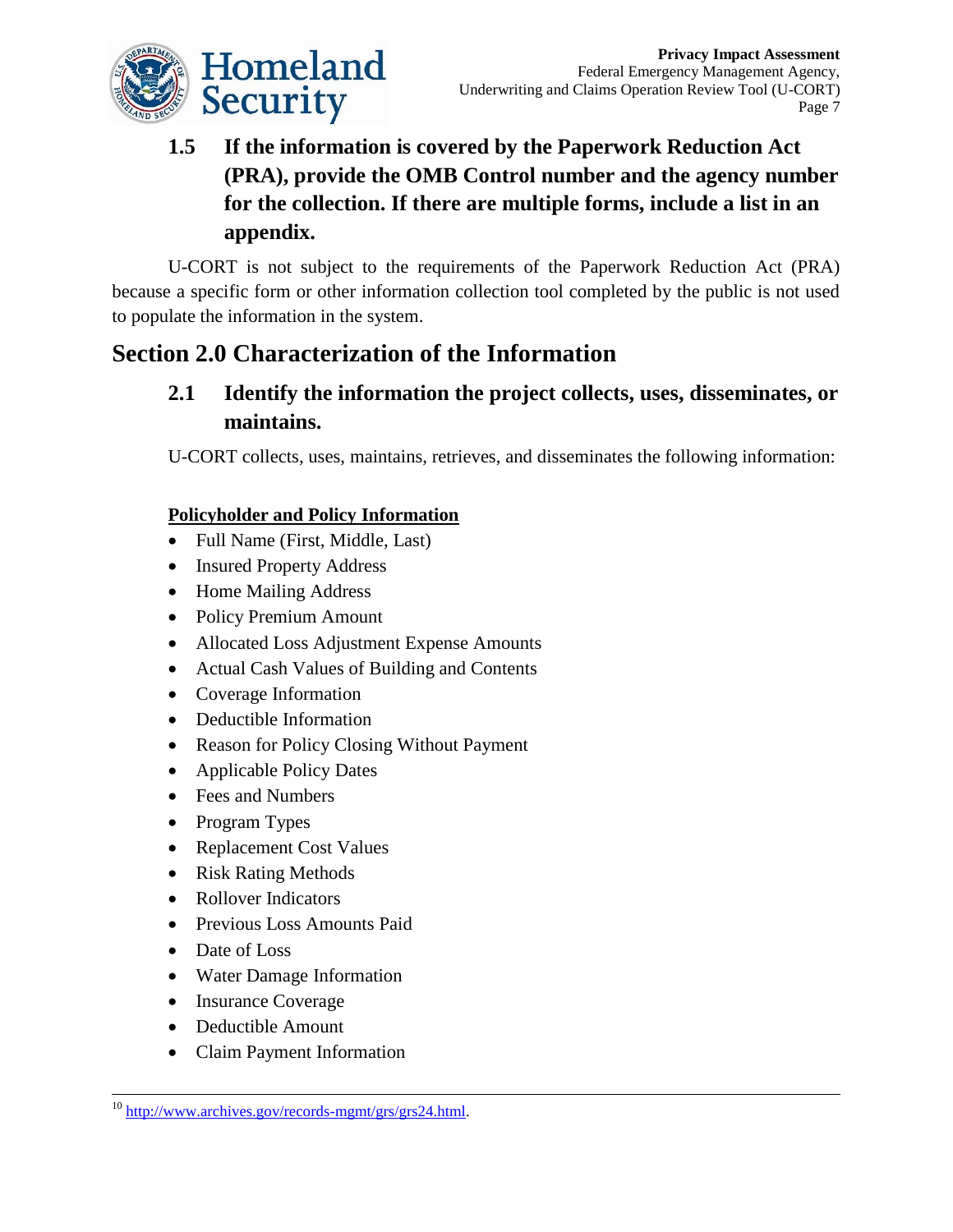### 1.5 If the information is covered by the Paperwork Reduction Act (PRA), provide the OMB Control number and the agency number for the collection. If there are multiple forms, include a list in an appendix.

U-CORT is not subject to the requirements of the Paperwork Reduction Act (PRA) because a specific form or other information collection tool completed by the public is not used to populate the information in the system.

## Section 2.0 Characterization of the Information

### 2.1 Identify the information the project collects, uses, disseminates, or maintains.

U-CORT collects, uses, maintains, retrieves, and disseminates the following information:

**Policyholder and Policy Information**

- Full Name (First, Middle, Last)
- Insured Property Address
- Home Mailing Address
- Policy Premium Amount
- Allocated Loss Adjustment Expense Amounts
- Actual Cash Values of Building and Contents
- Coverage Information
- Deductible Information
- Reason for Policy Closing Without Payment
- Applicable Policy Dates
- Fees and Numbers
- Program Types
- Replacement Cost Values
- Risk Rating Methods
- Rollover Indicators
- Previous Loss Amounts Paid
- Date of Loss
- Water Damage Information
- Insurance Coverage
- Deductible Amount
- Claim Payment Information

---

[10] http://www.archives.gov/records-mgmt/grs/grs24.html.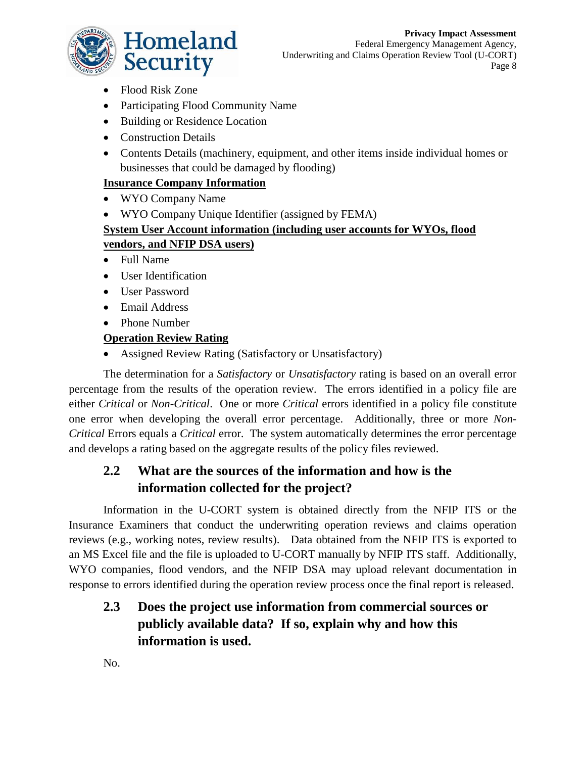- Flood Risk Zone
- Participating Flood Community Name
- Building or Residence Location
- Construction Details
- Contents Details (machinery, equipment, and other items inside individual homes or businesses that could be damaged by flooding)

**Insurance Company Information**

- WYO Company Name
- WYO Company Unique Identifier (assigned by FEMA)

**System User Account information (including user accounts for WYOs, flood vendors, and NFIP DSA users)**

- Full Name
- User Identification
- User Password
- Email Address
- Phone Number

**Operation Review Rating**

- Assigned Review Rating (Satisfactory or Unsatisfactory)

The determination for a *Satisfactory* or *Unsatisfactory* rating is based on an overall error percentage from the results of the operation review. The errors identified in a policy file are either *Critical* or *Non-Critical*. One or more *Critical* errors identified in a policy file constitute one error when developing the overall error percentage. Additionally, three or more *Non-Critical* Errors equals a *Critical* error. The system automatically determines the error percentage and develops a rating based on the aggregate results of the policy files reviewed.

## 2.2 What are the sources of the information and how is the information collected for the project?

Information in the U-CORT system is obtained directly from the NFIP ITS or the Insurance Examiners that conduct the underwriting operation reviews and claims operation reviews (e.g., working notes, review results). Data obtained from the NFIP ITS is exported to an MS Excel file and the file is uploaded to U-CORT manually by NFIP ITS staff. Additionally, WYO companies, flood vendors, and the NFIP DSA may upload relevant documentation in response to errors identified during the operation review process once the final report is released.

## 2.3 Does the project use information from commercial sources or publicly available data? If so, explain why and how this information is used.

No.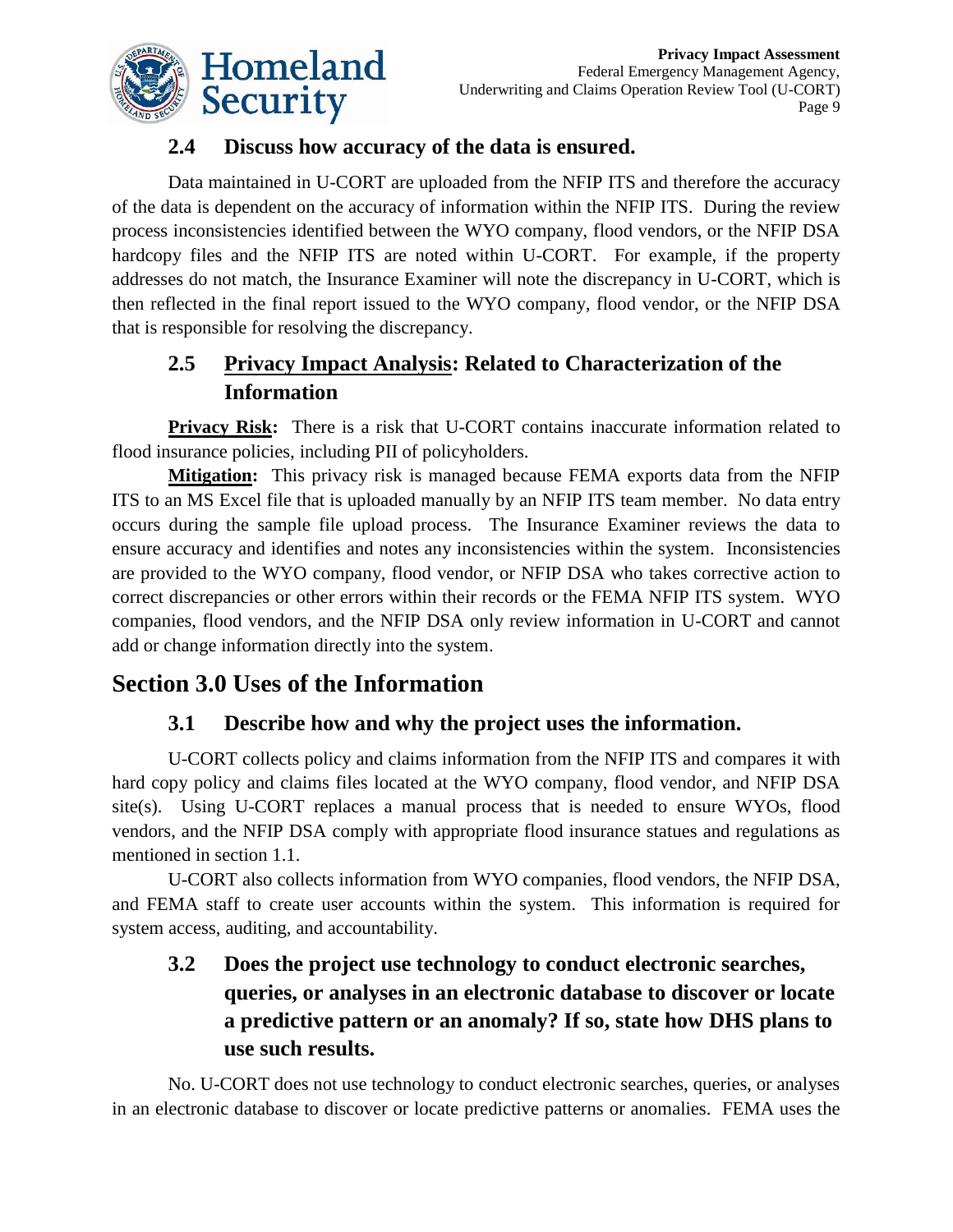### 2.4 Discuss how accuracy of the data is ensured.

Data maintained in U-CORT are uploaded from the NFIP ITS and therefore the accuracy of the data is dependent on the accuracy of information within the NFIP ITS. During the review process inconsistencies identified between the WYO company, flood vendors, or the NFIP DSA hardcopy files and the NFIP ITS are noted within U-CORT. For example, if the property addresses do not match, the Insurance Examiner will note the discrepancy in U-CORT, which is then reflected in the final report issued to the WYO company, flood vendor, or the NFIP DSA that is responsible for resolving the discrepancy.

### 2.5 Privacy Impact Analysis: Related to Characterization of the Information

**Privacy Risk:** There is a risk that U-CORT contains inaccurate information related to flood insurance policies, including PII of policyholders.

**Mitigation:** This privacy risk is managed because FEMA exports data from the NFIP ITS to an MS Excel file that is uploaded manually by an NFIP ITS team member. No data entry occurs during the sample file upload process. The Insurance Examiner reviews the data to ensure accuracy and identifies and notes any inconsistencies within the system. Inconsistencies are provided to the WYO company, flood vendor, or NFIP DSA who takes corrective action to correct discrepancies or other errors within their records or the FEMA NFIP ITS system. WYO companies, flood vendors, and the NFIP DSA only review information in U-CORT and cannot add or change information directly into the system.

## Section 3.0 Uses of the Information

### 3.1 Describe how and why the project uses the information.

U-CORT collects policy and claims information from the NFIP ITS and compares it with hard copy policy and claims files located at the WYO company, flood vendor, and NFIP DSA site(s). Using U-CORT replaces a manual process that is needed to ensure WYOs, flood vendors, and the NFIP DSA comply with appropriate flood insurance statues and regulations as mentioned in section 1.1.

U-CORT also collects information from WYO companies, flood vendors, the NFIP DSA, and FEMA staff to create user accounts within the system. This information is required for system access, auditing, and accountability.

### 3.2 Does the project use technology to conduct electronic searches, queries, or analyses in an electronic database to discover or locate a predictive pattern or an anomaly? If so, state how DHS plans to use such results.

No. U-CORT does not use technology to conduct electronic searches, queries, or analyses in an electronic database to discover or locate predictive patterns or anomalies. FEMA uses the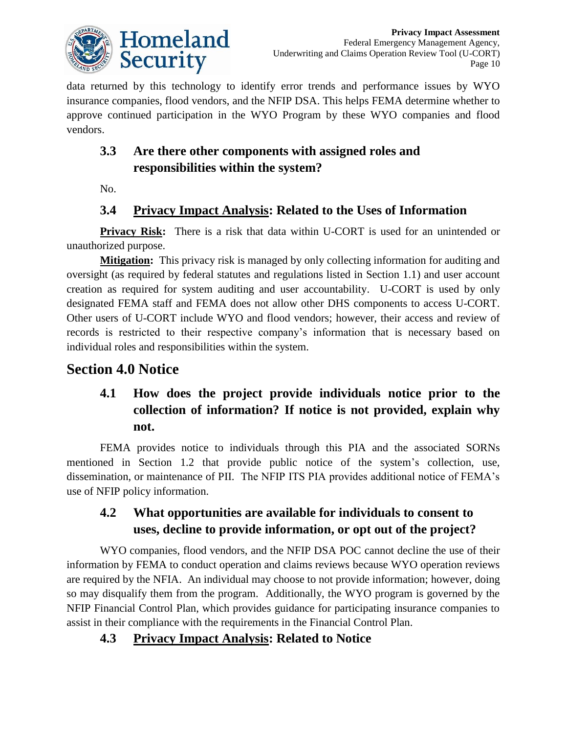data returned by this technology to identify error trends and performance issues by WYO insurance companies, flood vendors, and the NFIP DSA. This helps FEMA determine whether to approve continued participation in the WYO Program by these WYO companies and flood vendors.

### 3.3 Are there other components with assigned roles and responsibilities within the system?

No.

### 3.4 Privacy Impact Analysis: Related to the Uses of Information

**Privacy Risk:** There is a risk that data within U-CORT is used for an unintended or unauthorized purpose.

**Mitigation:** This privacy risk is managed by only collecting information for auditing and oversight (as required by federal statutes and regulations listed in Section 1.1) and user account creation as required for system auditing and user accountability. U-CORT is used by only designated FEMA staff and FEMA does not allow other DHS components to access U-CORT. Other users of U-CORT include WYO and flood vendors; however, their access and review of records is restricted to their respective company's information that is necessary based on individual roles and responsibilities within the system.

## Section 4.0 Notice

### 4.1 How does the project provide individuals notice prior to the collection of information? If notice is not provided, explain why not.

FEMA provides notice to individuals through this PIA and the associated SORNs mentioned in Section 1.2 that provide public notice of the system's collection, use, dissemination, or maintenance of PII. The NFIP ITS PIA provides additional notice of FEMA's use of NFIP policy information.

### 4.2 What opportunities are available for individuals to consent to uses, decline to provide information, or opt out of the project?

WYO companies, flood vendors, and the NFIP DSA POC cannot decline the use of their information by FEMA to conduct operation and claims reviews because WYO operation reviews are required by the NFIA. An individual may choose to not provide information; however, doing so may disqualify them from the program. Additionally, the WYO program is governed by the NFIP Financial Control Plan, which provides guidance for participating insurance companies to assist in their compliance with the requirements in the Financial Control Plan.

### 4.3 Privacy Impact Analysis: Related to Notice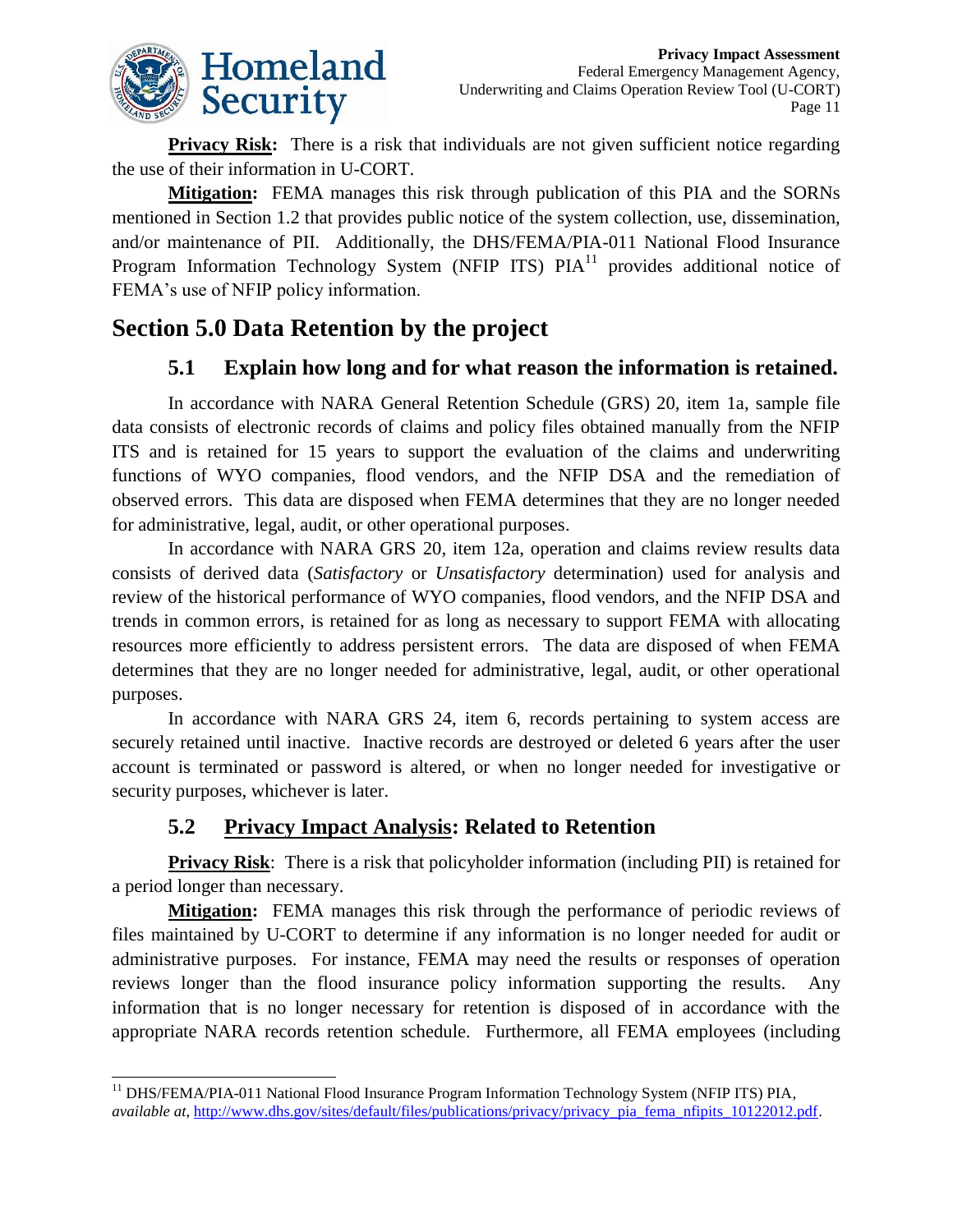**Privacy Risk:** There is a risk that individuals are not given sufficient notice regarding the use of their information in U-CORT.

**Mitigation:** FEMA manages this risk through publication of this PIA and the SORNs mentioned in Section 1.2 that provides public notice of the system collection, use, dissemination, and/or maintenance of PII. Additionally, the DHS/FEMA/PIA-011 National Flood Insurance Program Information Technology System (NFIP ITS) PIA[11] provides additional notice of FEMA's use of NFIP policy information.

## Section 5.0 Data Retention by the project

### 5.1 Explain how long and for what reason the information is retained.

In accordance with NARA General Retention Schedule (GRS) 20, item 1a, sample file data consists of electronic records of claims and policy files obtained manually from the NFIP ITS and is retained for 15 years to support the evaluation of the claims and underwriting functions of WYO companies, flood vendors, and the NFIP DSA and the remediation of observed errors. This data are disposed when FEMA determines that they are no longer needed for administrative, legal, audit, or other operational purposes.

In accordance with NARA GRS 20, item 12a, operation and claims review results data consists of derived data (*Satisfactory* or *Unsatisfactory* determination) used for analysis and review of the historical performance of WYO companies, flood vendors, and the NFIP DSA and trends in common errors, is retained for as long as necessary to support FEMA with allocating resources more efficiently to address persistent errors. The data are disposed of when FEMA determines that they are no longer needed for administrative, legal, audit, or other operational purposes.

In accordance with NARA GRS 24, item 6, records pertaining to system access are securely retained until inactive. Inactive records are destroyed or deleted 6 years after the user account is terminated or password is altered, or when no longer needed for investigative or security purposes, whichever is later.

### 5.2 Privacy Impact Analysis: Related to Retention

**Privacy Risk**: There is a risk that policyholder information (including PII) is retained for a period longer than necessary.

**Mitigation:** FEMA manages this risk through the performance of periodic reviews of files maintained by U-CORT to determine if any information is no longer needed for audit or administrative purposes. For instance, FEMA may need the results or responses of operation reviews longer than the flood insurance policy information supporting the results. Any information that is no longer necessary for retention is disposed of in accordance with the appropriate NARA records retention schedule. Furthermore, all FEMA employees (including

[11] DHS/FEMA/PIA-011 National Flood Insurance Program Information Technology System (NFIP ITS) PIA, *available at*, http://www.dhs.gov/sites/default/files/publications/privacy/privacy_pia_fema_nfipits_10122012.pdf.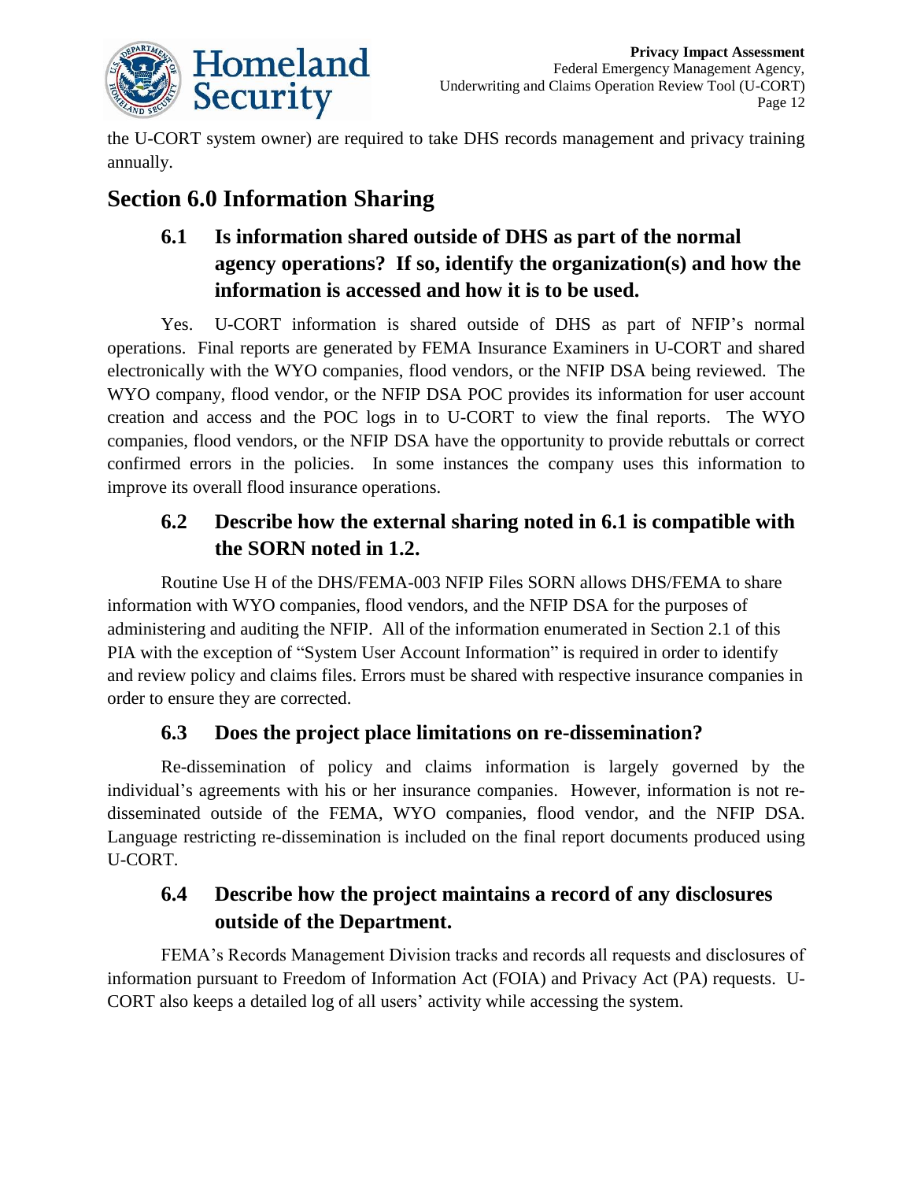the U-CORT system owner) are required to take DHS records management and privacy training annually.

## Section 6.0 Information Sharing

### 6.1 Is information shared outside of DHS as part of the normal agency operations? If so, identify the organization(s) and how the information is accessed and how it is to be used.

Yes. U-CORT information is shared outside of DHS as part of NFIP's normal operations. Final reports are generated by FEMA Insurance Examiners in U-CORT and shared electronically with the WYO companies, flood vendors, or the NFIP DSA being reviewed. The WYO company, flood vendor, or the NFIP DSA POC provides its information for user account creation and access and the POC logs in to U-CORT to view the final reports. The WYO companies, flood vendors, or the NFIP DSA have the opportunity to provide rebuttals or correct confirmed errors in the policies. In some instances the company uses this information to improve its overall flood insurance operations.

### 6.2 Describe how the external sharing noted in 6.1 is compatible with the SORN noted in 1.2.

Routine Use H of the DHS/FEMA-003 NFIP Files SORN allows DHS/FEMA to share information with WYO companies, flood vendors, and the NFIP DSA for the purposes of administering and auditing the NFIP. All of the information enumerated in Section 2.1 of this PIA with the exception of "System User Account Information" is required in order to identify and review policy and claims files. Errors must be shared with respective insurance companies in order to ensure they are corrected.

### 6.3 Does the project place limitations on re-dissemination?

Re-dissemination of policy and claims information is largely governed by the individual's agreements with his or her insurance companies. However, information is not re-disseminated outside of the FEMA, WYO companies, flood vendor, and the NFIP DSA. Language restricting re-dissemination is included on the final report documents produced using U-CORT.

### 6.4 Describe how the project maintains a record of any disclosures outside of the Department.

FEMA's Records Management Division tracks and records all requests and disclosures of information pursuant to Freedom of Information Act (FOIA) and Privacy Act (PA) requests. U-CORT also keeps a detailed log of all users' activity while accessing the system.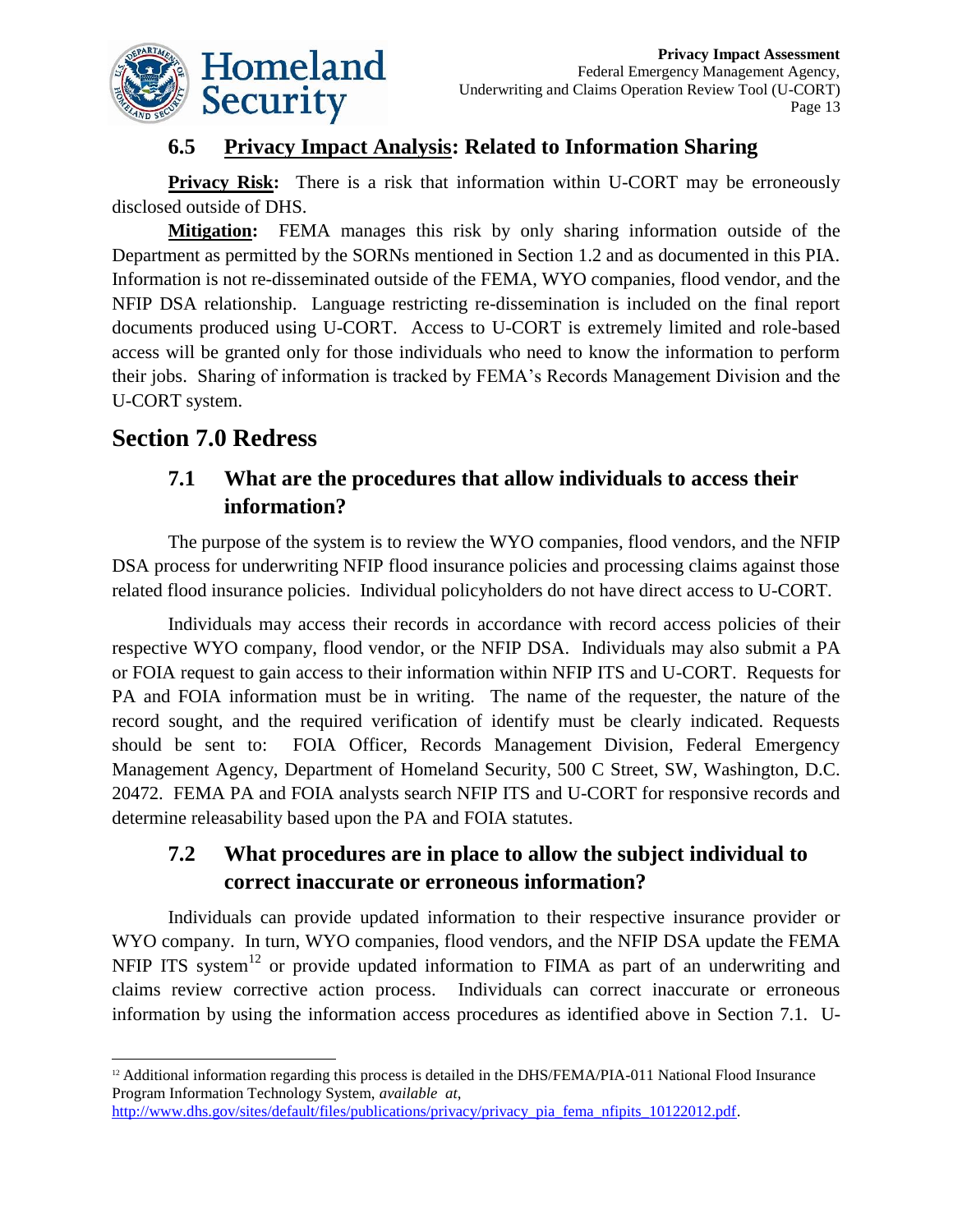### 6.5 Privacy Impact Analysis: Related to Information Sharing

**Privacy Risk:** There is a risk that information within U-CORT may be erroneously disclosed outside of DHS.

**Mitigation:** FEMA manages this risk by only sharing information outside of the Department as permitted by the SORNs mentioned in Section 1.2 and as documented in this PIA. Information is not re-disseminated outside of the FEMA, WYO companies, flood vendor, and the NFIP DSA relationship. Language restricting re-dissemination is included on the final report documents produced using U-CORT. Access to U-CORT is extremely limited and role-based access will be granted only for those individuals who need to know the information to perform their jobs. Sharing of information is tracked by FEMA's Records Management Division and the U-CORT system.

## Section 7.0 Redress

### 7.1 What are the procedures that allow individuals to access their information?

The purpose of the system is to review the WYO companies, flood vendors, and the NFIP DSA process for underwriting NFIP flood insurance policies and processing claims against those related flood insurance policies. Individual policyholders do not have direct access to U-CORT.

Individuals may access their records in accordance with record access policies of their respective WYO company, flood vendor, or the NFIP DSA. Individuals may also submit a PA or FOIA request to gain access to their information within NFIP ITS and U-CORT. Requests for PA and FOIA information must be in writing. The name of the requester, the nature of the record sought, and the required verification of identify must be clearly indicated. Requests should be sent to: FOIA Officer, Records Management Division, Federal Emergency Management Agency, Department of Homeland Security, 500 C Street, SW, Washington, D.C. 20472. FEMA PA and FOIA analysts search NFIP ITS and U-CORT for responsive records and determine releasability based upon the PA and FOIA statutes.

### 7.2 What procedures are in place to allow the subject individual to correct inaccurate or erroneous information?

Individuals can provide updated information to their respective insurance provider or WYO company. In turn, WYO companies, flood vendors, and the NFIP DSA update the FEMA NFIP ITS system[12] or provide updated information to FIMA as part of an underwriting and claims review corrective action process. Individuals can correct inaccurate or erroneous information by using the information access procedures as identified above in Section 7.1. U-

---

[12] Additional information regarding this process is detailed in the DHS/FEMA/PIA-011 National Flood Insurance Program Information Technology System, *available at*, http://www.dhs.gov/sites/default/files/publications/privacy/privacy_pia_fema_nfipits_10122012.pdf.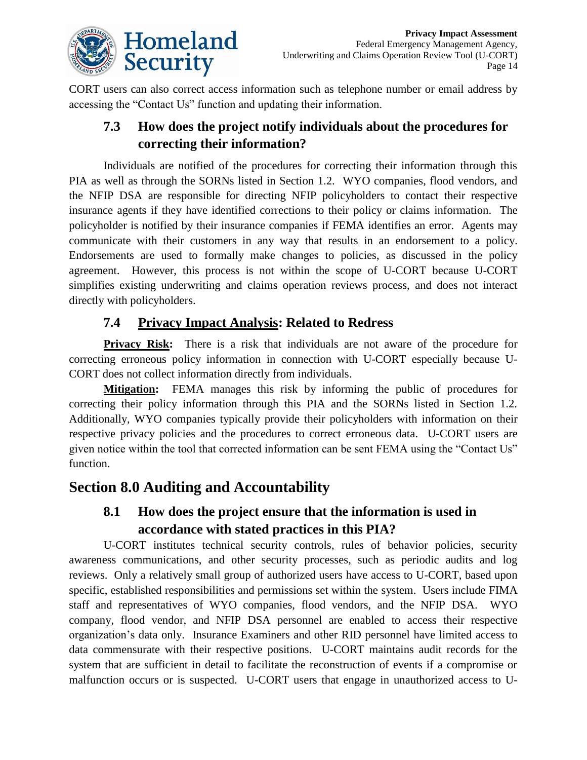CORT users can also correct access information such as telephone number or email address by accessing the "Contact Us" function and updating their information.

### 7.3 How does the project notify individuals about the procedures for correcting their information?

Individuals are notified of the procedures for correcting their information through this PIA as well as through the SORNs listed in Section 1.2. WYO companies, flood vendors, and the NFIP DSA are responsible for directing NFIP policyholders to contact their respective insurance agents if they have identified corrections to their policy or claims information. The policyholder is notified by their insurance companies if FEMA identifies an error. Agents may communicate with their customers in any way that results in an endorsement to a policy. Endorsements are used to formally make changes to policies, as discussed in the policy agreement. However, this process is not within the scope of U-CORT because U-CORT simplifies existing underwriting and claims operation reviews process, and does not interact directly with policyholders.

### 7.4 Privacy Impact Analysis: Related to Redress

**Privacy Risk:** There is a risk that individuals are not aware of the procedure for correcting erroneous policy information in connection with U-CORT especially because U-CORT does not collect information directly from individuals.

**Mitigation:** FEMA manages this risk by informing the public of procedures for correcting their policy information through this PIA and the SORNs listed in Section 1.2. Additionally, WYO companies typically provide their policyholders with information on their respective privacy policies and the procedures to correct erroneous data. U-CORT users are given notice within the tool that corrected information can be sent FEMA using the "Contact Us" function.

## Section 8.0 Auditing and Accountability

### 8.1 How does the project ensure that the information is used in accordance with stated practices in this PIA?

U-CORT institutes technical security controls, rules of behavior policies, security awareness communications, and other security processes, such as periodic audits and log reviews. Only a relatively small group of authorized users have access to U-CORT, based upon specific, established responsibilities and permissions set within the system. Users include FIMA staff and representatives of WYO companies, flood vendors, and the NFIP DSA. WYO company, flood vendor, and NFIP DSA personnel are enabled to access their respective organization's data only. Insurance Examiners and other RID personnel have limited access to data commensurate with their respective positions. U-CORT maintains audit records for the system that are sufficient in detail to facilitate the reconstruction of events if a compromise or malfunction occurs or is suspected. U-CORT users that engage in unauthorized access to U-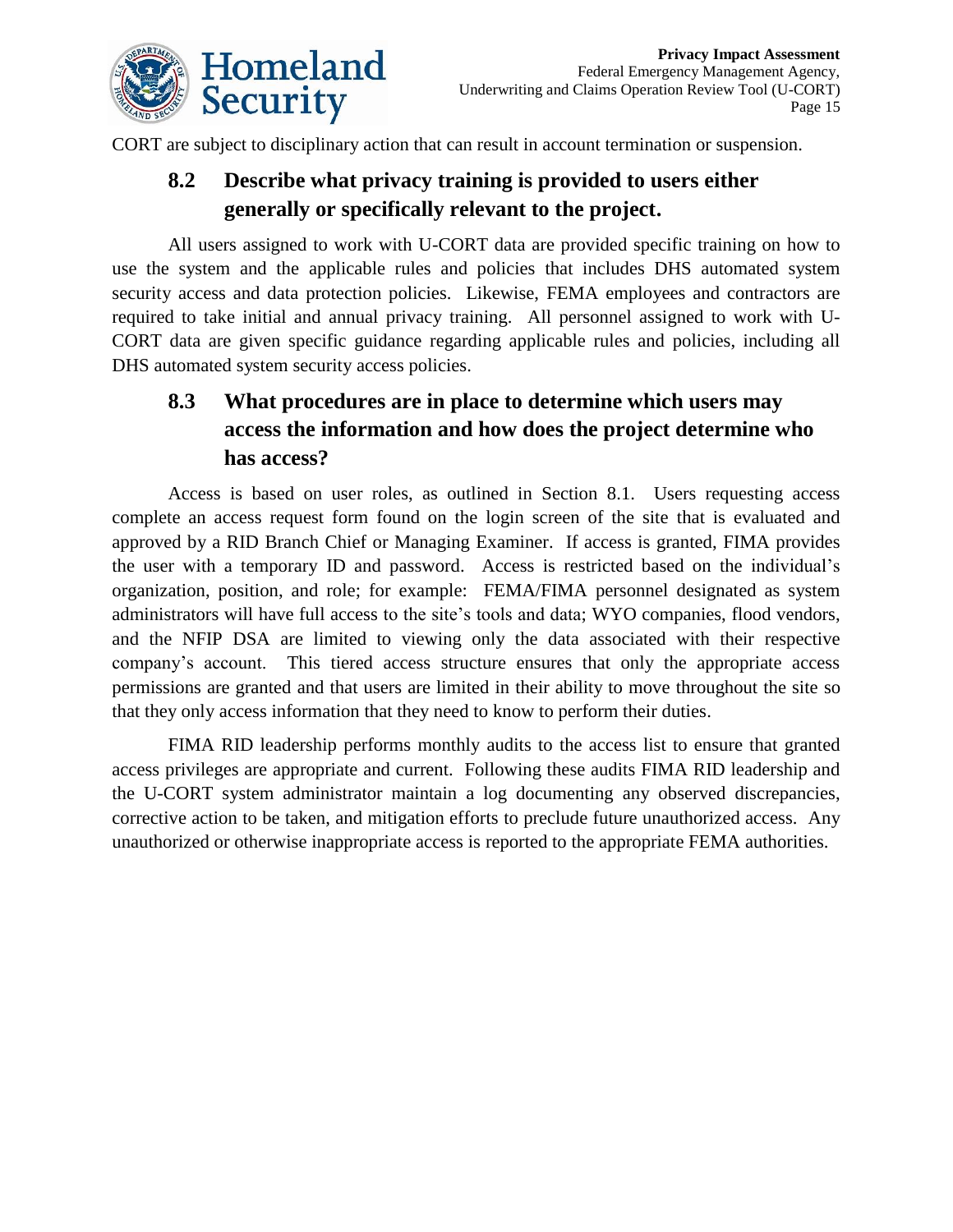CORT are subject to disciplinary action that can result in account termination or suspension.

## 8.2 Describe what privacy training is provided to users either generally or specifically relevant to the project.

All users assigned to work with U-CORT data are provided specific training on how to use the system and the applicable rules and policies that includes DHS automated system security access and data protection policies. Likewise, FEMA employees and contractors are required to take initial and annual privacy training. All personnel assigned to work with U-CORT data are given specific guidance regarding applicable rules and policies, including all DHS automated system security access policies.

## 8.3 What procedures are in place to determine which users may access the information and how does the project determine who has access?

Access is based on user roles, as outlined in Section 8.1. Users requesting access complete an access request form found on the login screen of the site that is evaluated and approved by a RID Branch Chief or Managing Examiner. If access is granted, FIMA provides the user with a temporary ID and password. Access is restricted based on the individual's organization, position, and role; for example: FEMA/FIMA personnel designated as system administrators will have full access to the site's tools and data; WYO companies, flood vendors, and the NFIP DSA are limited to viewing only the data associated with their respective company's account. This tiered access structure ensures that only the appropriate access permissions are granted and that users are limited in their ability to move throughout the site so that they only access information that they need to know to perform their duties.

FIMA RID leadership performs monthly audits to the access list to ensure that granted access privileges are appropriate and current. Following these audits FIMA RID leadership and the U-CORT system administrator maintain a log documenting any observed discrepancies, corrective action to be taken, and mitigation efforts to preclude future unauthorized access. Any unauthorized or otherwise inappropriate access is reported to the appropriate FEMA authorities.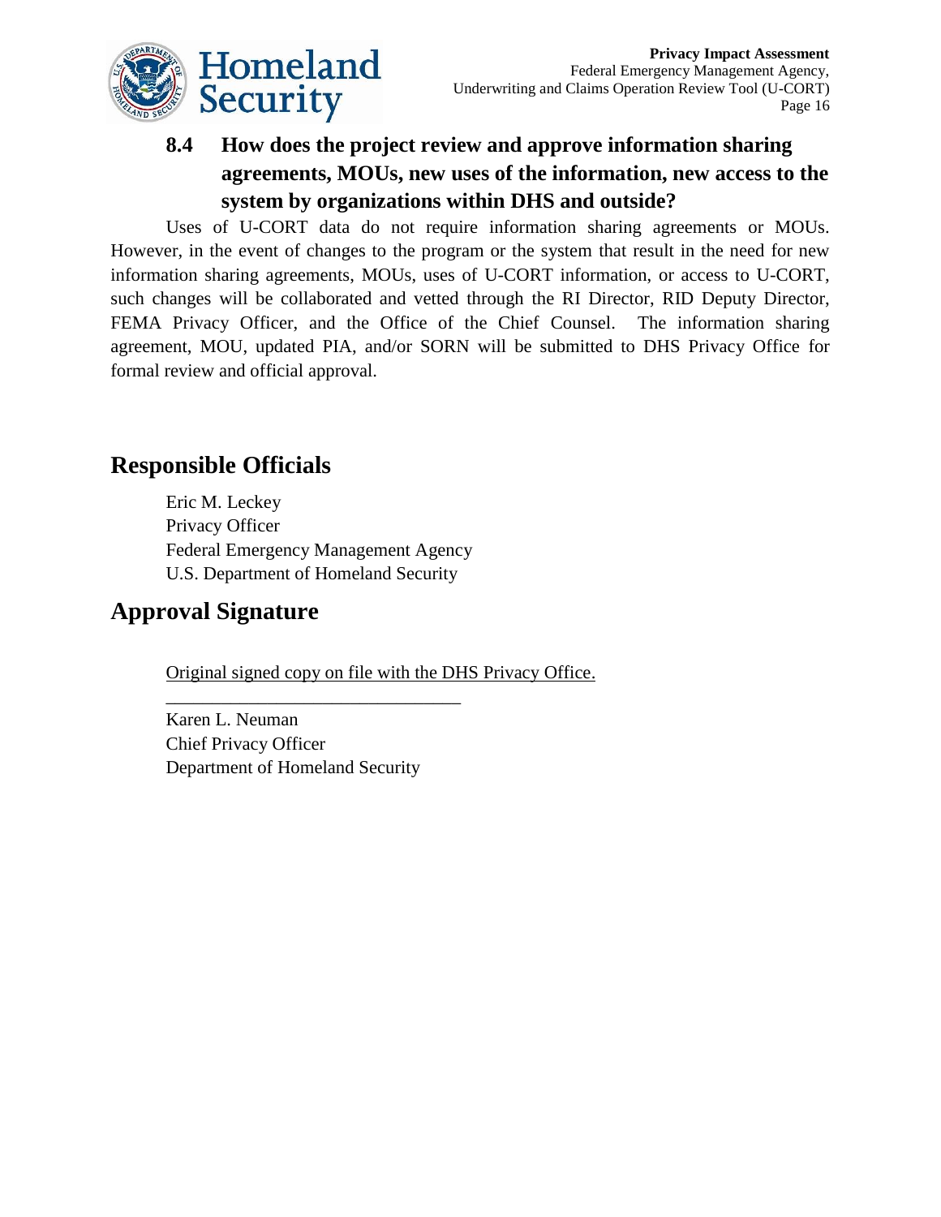### 8.4 How does the project review and approve information sharing agreements, MOUs, new uses of the information, new access to the system by organizations within DHS and outside?

Uses of U-CORT data do not require information sharing agreements or MOUs. However, in the event of changes to the program or the system that result in the need for new information sharing agreements, MOUs, uses of U-CORT information, or access to U-CORT, such changes will be collaborated and vetted through the RI Director, RID Deputy Director, FEMA Privacy Officer, and the Office of the Chief Counsel. The information sharing agreement, MOU, updated PIA, and/or SORN will be submitted to DHS Privacy Office for formal review and official approval.

## Responsible Officials

Eric M. Leckey
Privacy Officer
Federal Emergency Management Agency
U.S. Department of Homeland Security

## Approval Signature

Original signed copy on file with the DHS Privacy Office.

________________________________

Karen L. Neuman
Chief Privacy Officer
Department of Homeland Security